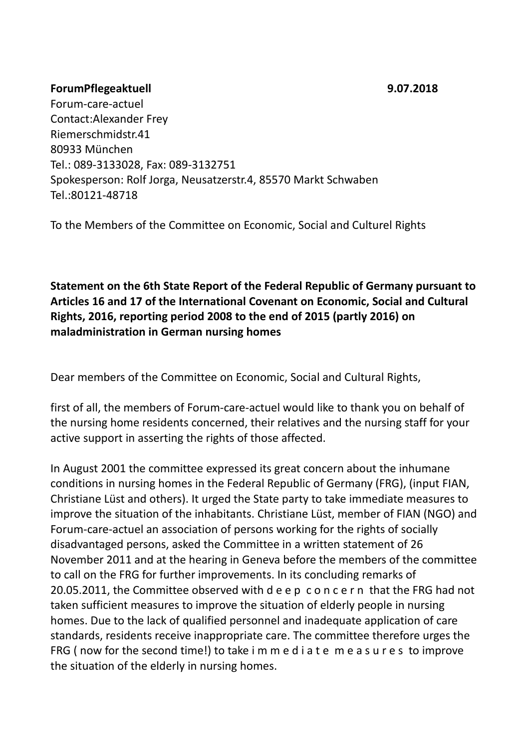**ForumPflegeaktuell** **9.07.2018**

Forum-care-actuel
Contact:Alexander Frey
Riemerschmidstr.41
80933 München
Tel.: 089-3133028, Fax: 089-3132751
Spokesperson: Rolf Jorga, Neusatzerstr.4, 85570 Markt Schwaben
Tel.:80121-48718

To the Members of the Committee on Economic, Social and Culturel Rights

**Statement on the 6th State Report of the Federal Republic of Germany pursuant to Articles 16 and 17 of the International Covenant on Economic, Social and Cultural Rights, 2016, reporting period 2008 to the end of 2015 (partly 2016) on maladministration in German nursing homes**

Dear members of the Committee on Economic, Social and Cultural Rights,

first of all, the members of Forum-care-actuel would like to thank you on behalf of the nursing home residents concerned, their relatives and the nursing staff for your active support in asserting the rights of those affected.

In August 2001 the committee expressed its great concern about the inhumane conditions in nursing homes in the Federal Republic of Germany (FRG), (input FIAN, Christiane Lüst and others). It urged the State party to take immediate measures to improve the situation of the inhabitants. Christiane Lüst, member of FIAN (NGO) and Forum-care-actuel an association of persons working for the rights of socially disadvantaged persons, asked the Committee in a written statement of 26 November 2011 and at the hearing in Geneva before the members of the committee to call on the FRG for further improvements. In its concluding remarks of 20.05.2011, the Committee observed with d e e p c o n c e r n that the FRG had not taken sufficient measures to improve the situation of elderly people in nursing homes. Due to the lack of qualified personnel and inadequate application of care standards, residents receive inappropriate care. The committee therefore urges the FRG ( now for the second time!) to take i m m e d i a t e m e a s u r e s to improve the situation of the elderly in nursing homes.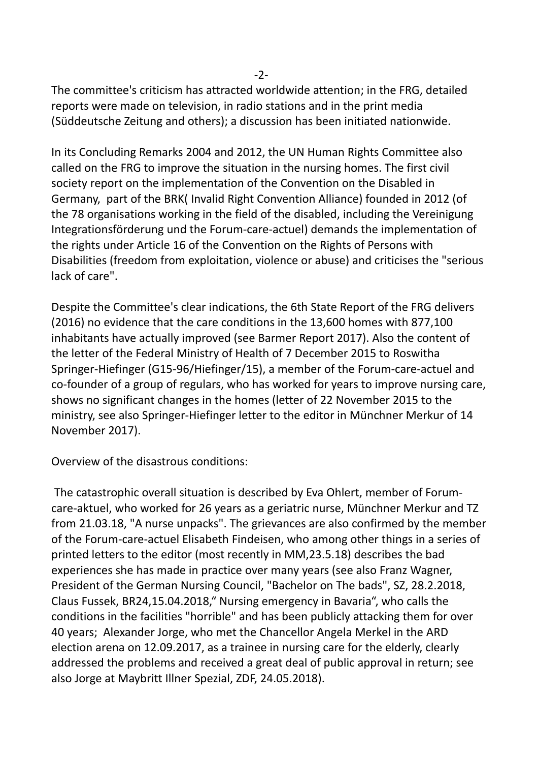The committee's criticism has attracted worldwide attention; in the FRG, detailed reports were made on television, in radio stations and in the print media (Süddeutsche Zeitung and others); a discussion has been initiated nationwide.

In its Concluding Remarks 2004 and 2012, the UN Human Rights Committee also called on the FRG to improve the situation in the nursing homes. The first civil society report on the implementation of the Convention on the Disabled in Germany, part of the BRK( Invalid Right Convention Alliance) founded in 2012 (of the 78 organisations working in the field of the disabled, including the Vereinigung Integrationsförderung und the Forum-care-actuel) demands the implementation of the rights under Article 16 of the Convention on the Rights of Persons with Disabilities (freedom from exploitation, violence or abuse) and criticises the "serious lack of care".

Despite the Committee's clear indications, the 6th State Report of the FRG delivers (2016) no evidence that the care conditions in the 13,600 homes with 877,100 inhabitants have actually improved (see Barmer Report 2017). Also the content of the letter of the Federal Ministry of Health of 7 December 2015 to Roswitha Springer-Hiefinger (G15-96/Hiefinger/15), a member of the Forum-care-actuel and co-founder of a group of regulars, who has worked for years to improve nursing care, shows no significant changes in the homes (letter of 22 November 2015 to the ministry, see also Springer-Hiefinger letter to the editor in Münchner Merkur of 14 November 2017).

Overview of the disastrous conditions:

The catastrophic overall situation is described by Eva Ohlert, member of Forum-care-aktuel, who worked for 26 years as a geriatric nurse, Münchner Merkur and TZ from 21.03.18, "A nurse unpacks". The grievances are also confirmed by the member of the Forum-care-actuel Elisabeth Findeisen, who among other things in a series of printed letters to the editor (most recently in MM,23.5.18) describes the bad experiences she has made in practice over many years (see also Franz Wagner, President of the German Nursing Council, "Bachelor on The bads", SZ, 28.2.2018, Claus Fussek, BR24,15.04.2018," Nursing emergency in Bavaria", who calls the conditions in the facilities "horrible" and has been publicly attacking them for over 40 years; Alexander Jorge, who met the Chancellor Angela Merkel in the ARD election arena on 12.09.2017, as a trainee in nursing care for the elderly, clearly addressed the problems and received a great deal of public approval in return; see also Jorge at Maybritt Illner Spezial, ZDF, 24.05.2018).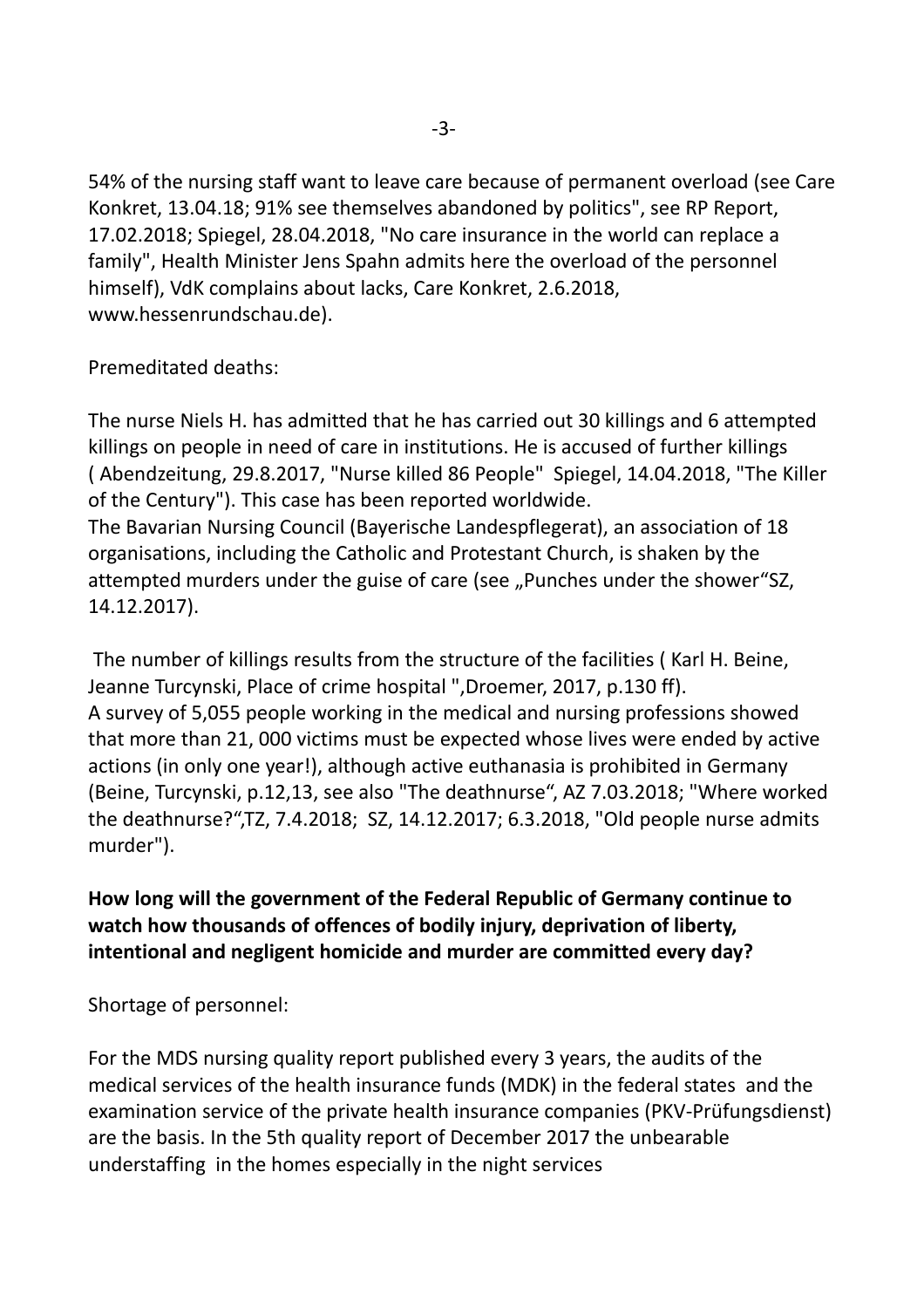54% of the nursing staff want to leave care because of permanent overload (see Care Konkret, 13.04.18; 91% see themselves abandoned by politics", see RP Report, 17.02.2018; Spiegel, 28.04.2018, "No care insurance in the world can replace a family", Health Minister Jens Spahn admits here the overload of the personnel himself), VdK complains about lacks, Care Konkret, 2.6.2018, www.hessenrundschau.de).

Premeditated deaths:

The nurse Niels H. has admitted that he has carried out 30 killings and 6 attempted killings on people in need of care in institutions. He is accused of further killings ( Abendzeitung, 29.8.2017, "Nurse killed 86 People"  Spiegel, 14.04.2018, "The Killer of the Century"). This case has been reported worldwide.
The Bavarian Nursing Council (Bayerische Landespflegerat), an association of 18 organisations, including the Catholic and Protestant Church, is shaken by the attempted murders under the guise of care (see „Punches under the shower"SZ, 14.12.2017).

The number of killings results from the structure of the facilities ( Karl H. Beine, Jeanne Turcynski, Place of crime hospital ",Droemer, 2017, p.130 ff).
A survey of 5,055 people working in the medical and nursing professions showed that more than 21, 000 victims must be expected whose lives were ended by active actions (in only one year!), although active euthanasia is prohibited in Germany (Beine, Turcynski, p.12,13, see also "The deathnurse", AZ 7.03.2018; "Where worked the deathnurse?",TZ, 7.4.2018;  SZ, 14.12.2017; 6.3.2018, "Old people nurse admits murder").

**How long will the government of the Federal Republic of Germany continue to watch how thousands of offences of bodily injury, deprivation of liberty, intentional and negligent homicide and murder are committed every day?**

Shortage of personnel:

For the MDS nursing quality report published every 3 years, the audits of the medical services of the health insurance funds (MDK) in the federal states  and the examination service of the private health insurance companies (PKV-Prüfungsdienst) are the basis. In the 5th quality report of December 2017 the unbearable understaffing  in the homes especially in the night services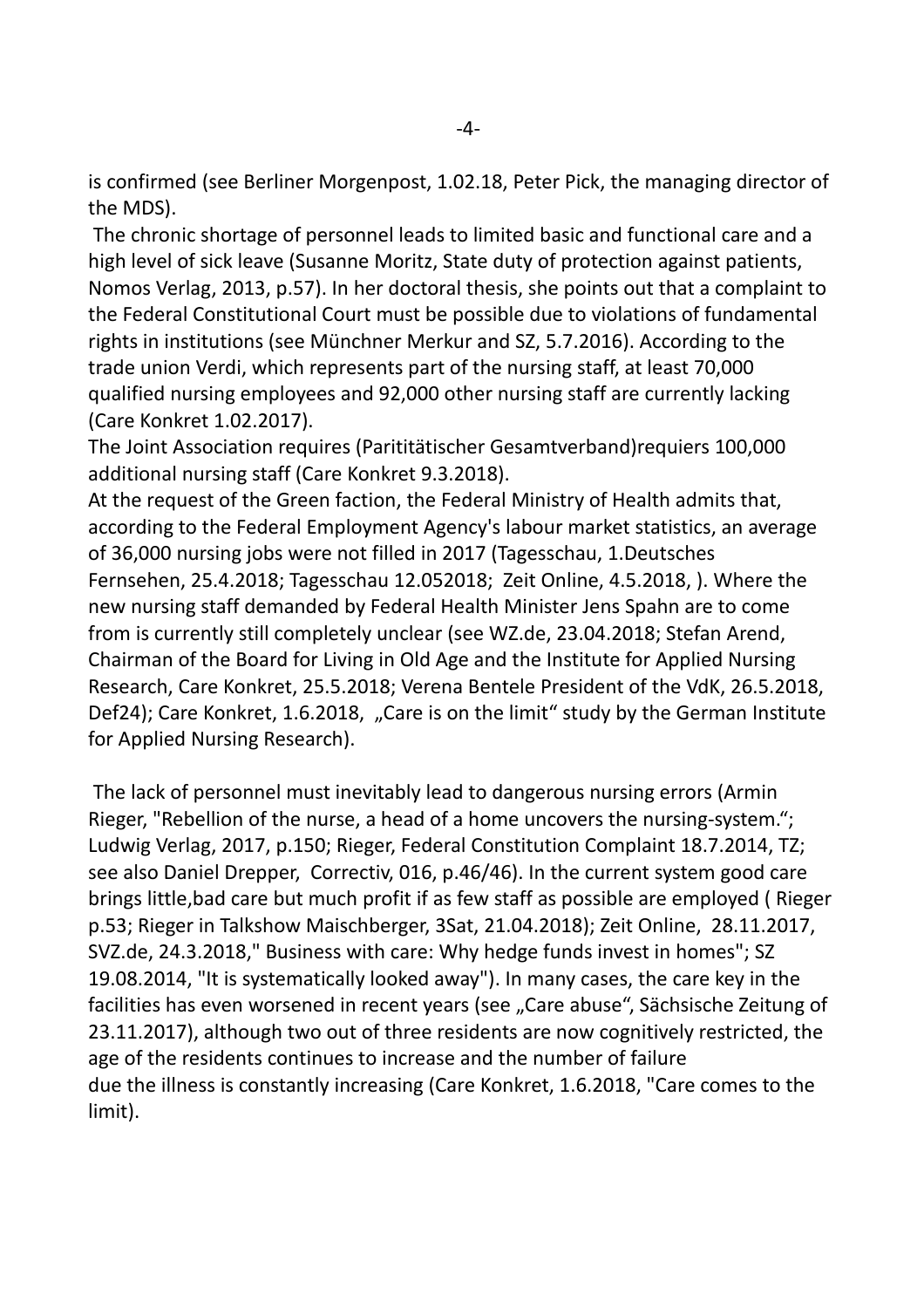is confirmed (see Berliner Morgenpost, 1.02.18, Peter Pick, the managing director of the MDS).

The chronic shortage of personnel leads to limited basic and functional care and a high level of sick leave (Susanne Moritz, State duty of protection against patients, Nomos Verlag, 2013, p.57). In her doctoral thesis, she points out that a complaint to the Federal Constitutional Court must be possible due to violations of fundamental rights in institutions (see Münchner Merkur and SZ, 5.7.2016). According to the trade union Verdi, which represents part of the nursing staff, at least 70,000 qualified nursing employees and 92,000 other nursing staff are currently lacking (Care Konkret 1.02.2017).

The Joint Association requires (Parititätischer Gesamtverband)requiers 100,000 additional nursing staff (Care Konkret 9.3.2018).

At the request of the Green faction, the Federal Ministry of Health admits that, according to the Federal Employment Agency's labour market statistics, an average of 36,000 nursing jobs were not filled in 2017 (Tagesschau, 1.Deutsches Fernsehen, 25.4.2018; Tagesschau 12.052018; Zeit Online, 4.5.2018, ). Where the new nursing staff demanded by Federal Health Minister Jens Spahn are to come from is currently still completely unclear (see WZ.de, 23.04.2018; Stefan Arend, Chairman of the Board for Living in Old Age and the Institute for Applied Nursing Research, Care Konkret, 25.5.2018; Verena Bentele President of the VdK, 26.5.2018, Def24); Care Konkret, 1.6.2018, „Care is on the limit" study by the German Institute for Applied Nursing Research).

The lack of personnel must inevitably lead to dangerous nursing errors (Armin Rieger, "Rebellion of the nurse, a head of a home uncovers the nursing-system."; Ludwig Verlag, 2017, p.150; Rieger, Federal Constitution Complaint 18.7.2014, TZ; see also Daniel Drepper, Correctiv, 016, p.46/46). In the current system good care brings little,bad care but much profit if as few staff as possible are employed ( Rieger p.53; Rieger in Talkshow Maischberger, 3Sat, 21.04.2018); Zeit Online, 28.11.2017, SVZ.de, 24.3.2018," Business with care: Why hedge funds invest in homes"; SZ 19.08.2014, "It is systematically looked away"). In many cases, the care key in the facilities has even worsened in recent years (see „Care abuse", Sächsische Zeitung of 23.11.2017), although two out of three residents are now cognitively restricted, the age of the residents continues to increase and the number of failure due the illness is constantly increasing (Care Konkret, 1.6.2018, "Care comes to the limit).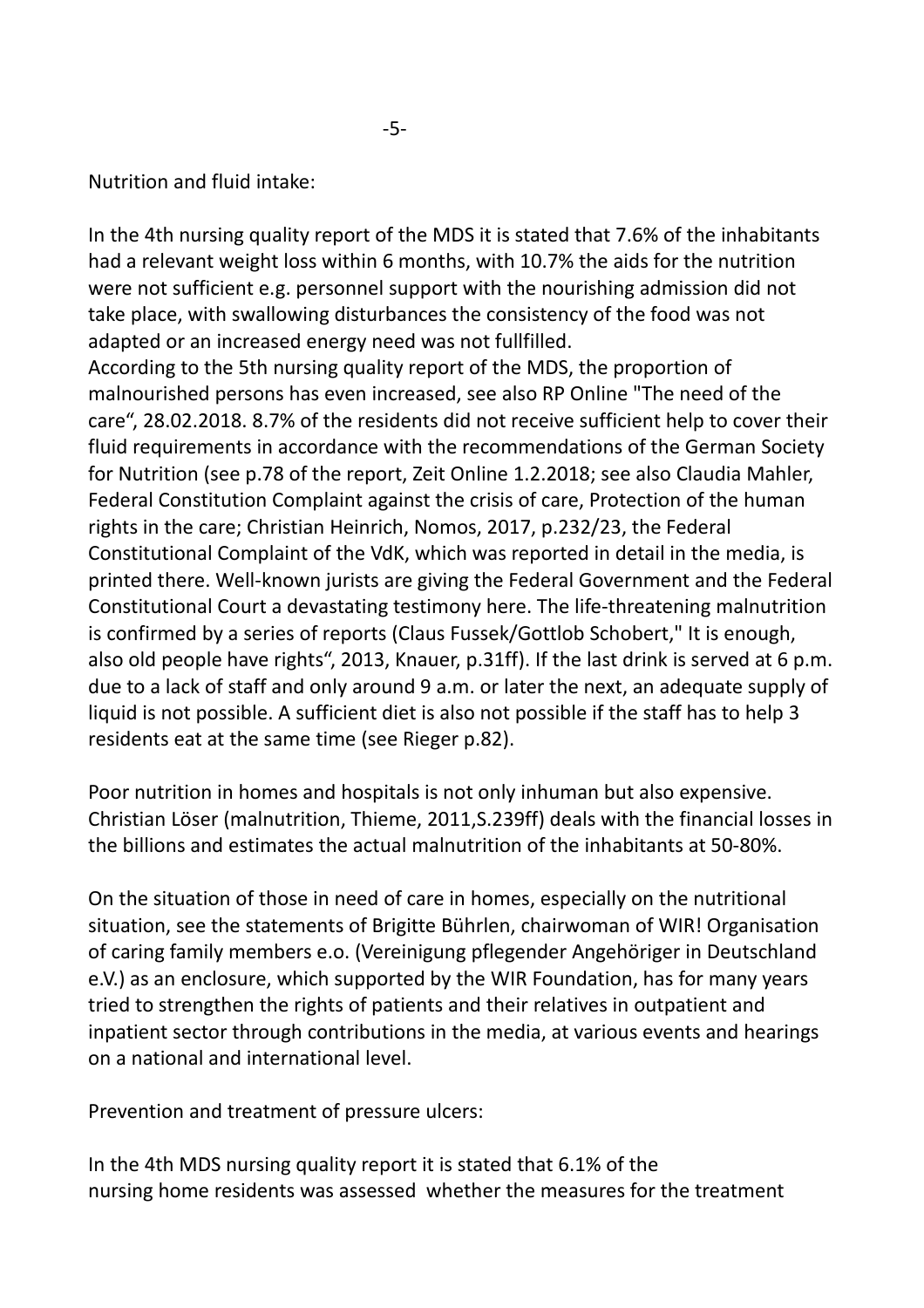Nutrition and fluid intake:

In the 4th nursing quality report of the MDS it is stated that 7.6% of the inhabitants had a relevant weight loss within 6 months, with 10.7% the aids for the nutrition were not sufficient e.g. personnel support with the nourishing admission did not take place, with swallowing disturbances the consistency of the food was not adapted or an increased energy need was not fullfilled.
According to the 5th nursing quality report of the MDS, the proportion of malnourished persons has even increased, see also RP Online "The need of the care", 28.02.2018. 8.7% of the residents did not receive sufficient help to cover their fluid requirements in accordance with the recommendations of the German Society for Nutrition (see p.78 of the report, Zeit Online 1.2.2018; see also Claudia Mahler, Federal Constitution Complaint against the crisis of care, Protection of the human rights in the care; Christian Heinrich, Nomos, 2017, p.232/23, the Federal Constitutional Complaint of the VdK, which was reported in detail in the media, is printed there. Well-known jurists are giving the Federal Government and the Federal Constitutional Court a devastating testimony here. The life-threatening malnutrition is confirmed by a series of reports (Claus Fussek/Gottlob Schobert," It is enough, also old people have rights", 2013, Knauer, p.31ff). If the last drink is served at 6 p.m. due to a lack of staff and only around 9 a.m. or later the next, an adequate supply of liquid is not possible. A sufficient diet is also not possible if the staff has to help 3 residents eat at the same time (see Rieger p.82).

Poor nutrition in homes and hospitals is not only inhuman but also expensive. Christian Löser (malnutrition, Thieme, 2011,S.239ff) deals with the financial losses in the billions and estimates the actual malnutrition of the inhabitants at 50-80%.

On the situation of those in need of care in homes, especially on the nutritional situation, see the statements of Brigitte Bührlen, chairwoman of WIR! Organisation of caring family members e.o. (Vereinigung pflegender Angehöriger in Deutschland e.V.) as an enclosure, which supported by the WIR Foundation, has for many years tried to strengthen the rights of patients and their relatives in outpatient and inpatient sector through contributions in the media, at various events and hearings on a national and international level.

Prevention and treatment of pressure ulcers:

In the 4th MDS nursing quality report it is stated that 6.1% of the nursing home residents was assessed whether the measures for the treatment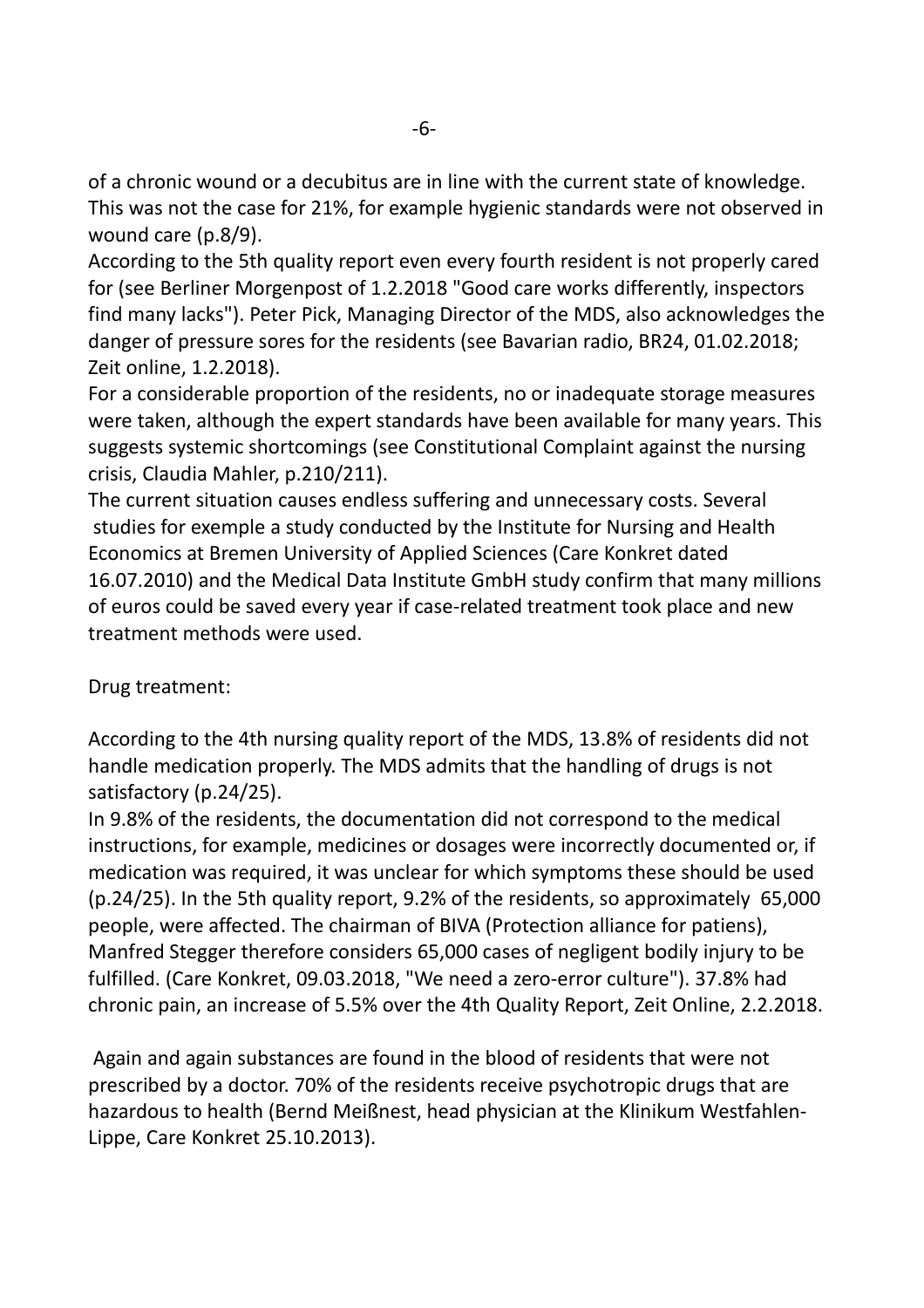of a chronic wound or a decubitus are in line with the current state of knowledge. This was not the case for 21%, for example hygienic standards were not observed in wound care (p.8/9).

According to the 5th quality report even every fourth resident is not properly cared for (see Berliner Morgenpost of 1.2.2018 "Good care works differently, inspectors find many lacks"). Peter Pick, Managing Director of the MDS, also acknowledges the danger of pressure sores for the residents (see Bavarian radio, BR24, 01.02.2018; Zeit online, 1.2.2018).

For a considerable proportion of the residents, no or inadequate storage measures were taken, although the expert standards have been available for many years. This suggests systemic shortcomings (see Constitutional Complaint against the nursing crisis, Claudia Mahler, p.210/211).

The current situation causes endless suffering and unnecessary costs. Several studies for exemple a study conducted by the Institute for Nursing and Health Economics at Bremen University of Applied Sciences (Care Konkret dated 16.07.2010) and the Medical Data Institute GmbH study confirm that many millions of euros could be saved every year if case-related treatment took place and new treatment methods were used.

Drug treatment:

According to the 4th nursing quality report of the MDS, 13.8% of residents did not handle medication properly. The MDS admits that the handling of drugs is not satisfactory (p.24/25).

In 9.8% of the residents, the documentation did not correspond to the medical instructions, for example, medicines or dosages were incorrectly documented or, if medication was required, it was unclear for which symptoms these should be used (p.24/25). In the 5th quality report, 9.2% of the residents, so approximately 65,000 people, were affected. The chairman of BIVA (Protection alliance for patiens), Manfred Stegger therefore considers 65,000 cases of negligent bodily injury to be fulfilled. (Care Konkret, 09.03.2018, "We need a zero-error culture"). 37.8% had chronic pain, an increase of 5.5% over the 4th Quality Report, Zeit Online, 2.2.2018.

Again and again substances are found in the blood of residents that were not prescribed by a doctor. 70% of the residents receive psychotropic drugs that are hazardous to health (Bernd Meißnest, head physician at the Klinikum Westfahlen-Lippe, Care Konkret 25.10.2013).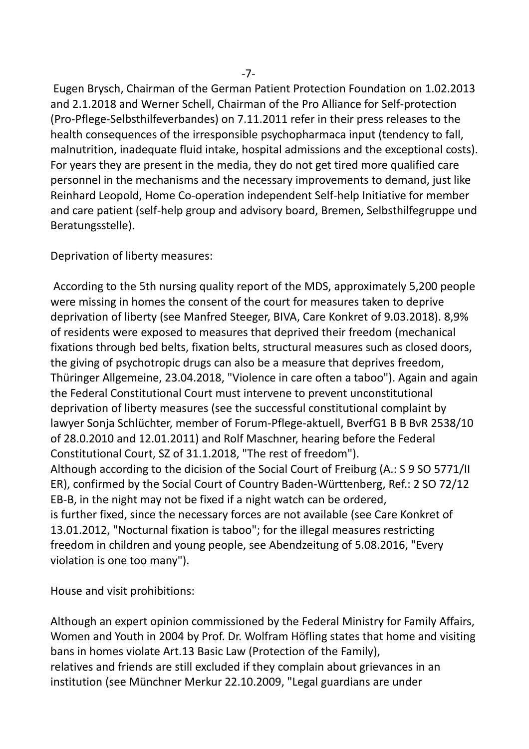Eugen Brysch, Chairman of the German Patient Protection Foundation on 1.02.2013 and 2.1.2018 and Werner Schell, Chairman of the Pro Alliance for Self-protection (Pro-Pflege-Selbsthilfeverbandes) on 7.11.2011 refer in their press releases to the health consequences of the irresponsible psychopharmaca input (tendency to fall, malnutrition, inadequate fluid intake, hospital admissions and the exceptional costs). For years they are present in the media, they do not get tired more qualified care personnel in the mechanisms and the necessary improvements to demand, just like Reinhard Leopold, Home Co-operation independent Self-help Initiative for member and care patient (self-help group and advisory board, Bremen, Selbsthilfegruppe und Beratungsstelle).

Deprivation of liberty measures:

According to the 5th nursing quality report of the MDS, approximately 5,200 people were missing in homes the consent of the court for measures taken to deprive deprivation of liberty (see Manfred Steeger, BIVA, Care Konkret of 9.03.2018). 8,9% of residents were exposed to measures that deprived their freedom (mechanical fixations through bed belts, fixation belts, structural measures such as closed doors, the giving of psychotropic drugs can also be a measure that deprives freedom, Thüringer Allgemeine, 23.04.2018, "Violence in care often a taboo"). Again and again the Federal Constitutional Court must intervene to prevent unconstitutional deprivation of liberty measures (see the successful constitutional complaint by lawyer Sonja Schlüchter, member of Forum-Pflege-aktuell, BverfG1 B B BvR 2538/10 of 28.0.2010 and 12.01.2011) and Rolf Maschner, hearing before the Federal Constitutional Court, SZ of 31.1.2018, "The rest of freedom").
Although according to the dicision of the Social Court of Freiburg (A.: S 9 SO 5771/II ER), confirmed by the Social Court of Country Baden-Württenberg, Ref.: 2 SO 72/12 EB-B, in the night may not be fixed if a night watch can be ordered,
is further fixed, since the necessary forces are not available (see Care Konkret of 13.01.2012, "Nocturnal fixation is taboo"; for the illegal measures restricting freedom in children and young people, see Abendzeitung of 5.08.2016, "Every violation is one too many").

House and visit prohibitions:

Although an expert opinion commissioned by the Federal Ministry for Family Affairs, Women and Youth in 2004 by Prof. Dr. Wolfram Höfling states that home and visiting bans in homes violate Art.13 Basic Law (Protection of the Family),
relatives and friends are still excluded if they complain about grievances in an institution (see Münchner Merkur 22.10.2009, "Legal guardians are under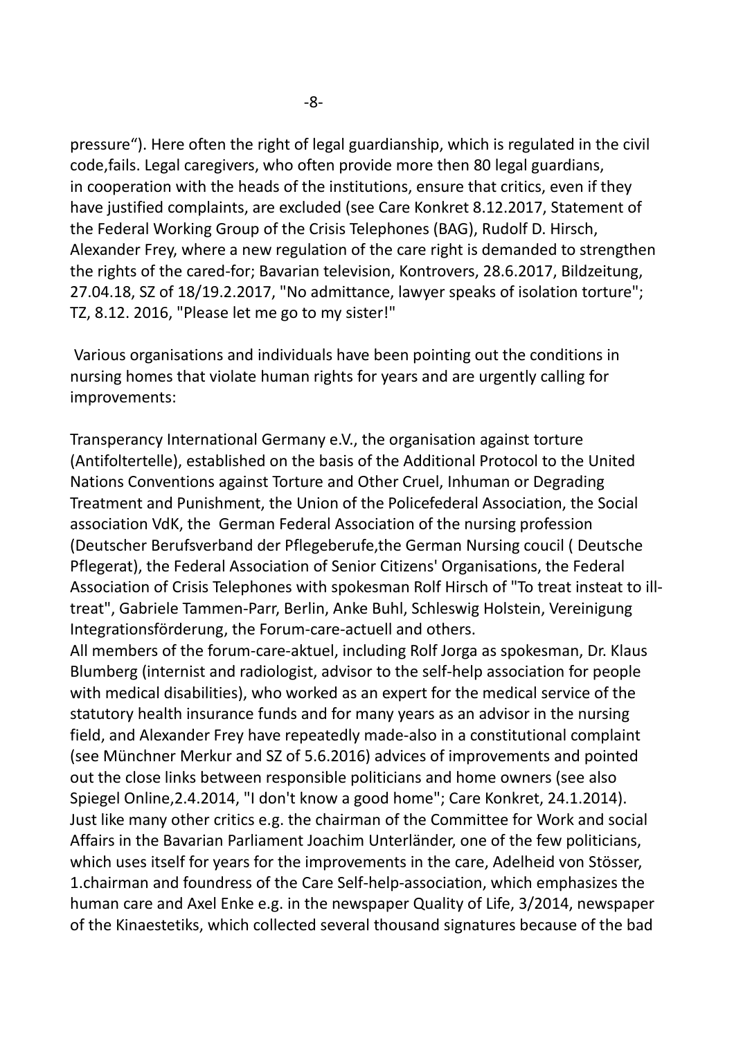pressure“). Here often the right of legal guardianship, which is regulated in the civil code,fails. Legal caregivers, who often provide more then 80 legal guardians, in cooperation with the heads of the institutions, ensure that critics, even if they have justified complaints, are excluded (see Care Konkret 8.12.2017, Statement of the Federal Working Group of the Crisis Telephones (BAG), Rudolf D. Hirsch, Alexander Frey, where a new regulation of the care right is demanded to strengthen the rights of the cared-for; Bavarian television, Kontrovers, 28.6.2017, Bildzeitung, 27.04.18, SZ of 18/19.2.2017, "No admittance, lawyer speaks of isolation torture"; TZ, 8.12. 2016, "Please let me go to my sister!"

Various organisations and individuals have been pointing out the conditions in nursing homes that violate human rights for years and are urgently calling for improvements:

Transperancy International Germany e.V., the organisation against torture (Antifoltertelle), established on the basis of the Additional Protocol to the United Nations Conventions against Torture and Other Cruel, Inhuman or Degrading Treatment and Punishment, the Union of the Policefederal Association, the Social association VdK, the German Federal Association of the nursing profession (Deutscher Berufsverband der Pflegeberufe,the German Nursing coucil ( Deutsche Pflegerat), the Federal Association of Senior Citizens' Organisations, the Federal Association of Crisis Telephones with spokesman Rolf Hirsch of "To treat insteat to ill-treat", Gabriele Tammen-Parr, Berlin, Anke Buhl, Schleswig Holstein, Vereinigung Integrationsförderung, the Forum-care-actuell and others.
All members of the forum-care-aktuel, including Rolf Jorga as spokesman, Dr. Klaus Blumberg (internist and radiologist, advisor to the self-help association for people with medical disabilities), who worked as an expert for the medical service of the statutory health insurance funds and for many years as an advisor in the nursing field, and Alexander Frey have repeatedly made-also in a constitutional complaint (see Münchner Merkur and SZ of 5.6.2016) advices of improvements and pointed out the close links between responsible politicians and home owners (see also Spiegel Online,2.4.2014, "I don't know a good home"; Care Konkret, 24.1.2014). Just like many other critics e.g. the chairman of the Committee for Work and social Affairs in the Bavarian Parliament Joachim Unterländer, one of the few politicians, which uses itself for years for the improvements in the care, Adelheid von Stösser, 1.chairman and foundress of the Care Self-help-association, which emphasizes the human care and Axel Enke e.g. in the newspaper Quality of Life, 3/2014, newspaper of the Kinaestetiks, which collected several thousand signatures because of the bad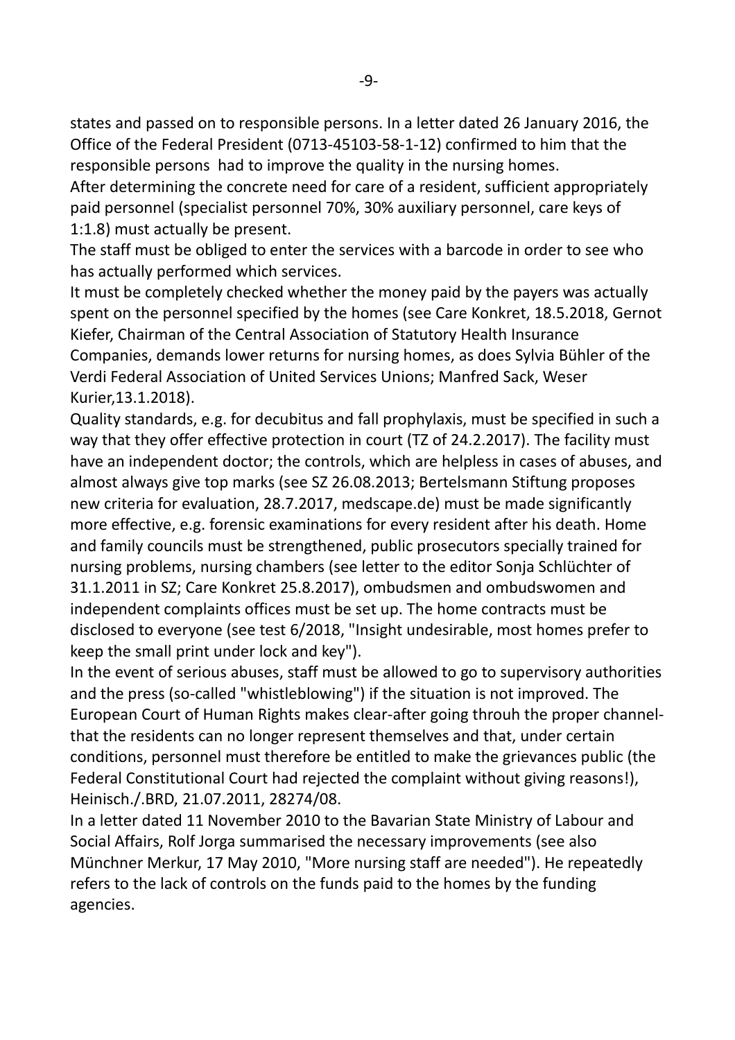states and passed on to responsible persons. In a letter dated 26 January 2016, the Office of the Federal President (0713-45103-58-1-12) confirmed to him that the responsible persons had to improve the quality in the nursing homes.

After determining the concrete need for care of a resident, sufficient appropriately paid personnel (specialist personnel 70%, 30% auxiliary personnel, care keys of 1:1.8) must actually be present.

The staff must be obliged to enter the services with a barcode in order to see who has actually performed which services.

It must be completely checked whether the money paid by the payers was actually spent on the personnel specified by the homes (see Care Konkret, 18.5.2018, Gernot Kiefer, Chairman of the Central Association of Statutory Health Insurance Companies, demands lower returns for nursing homes, as does Sylvia Bühler of the Verdi Federal Association of United Services Unions; Manfred Sack, Weser Kurier,13.1.2018).

Quality standards, e.g. for decubitus and fall prophylaxis, must be specified in such a way that they offer effective protection in court (TZ of 24.2.2017). The facility must have an independent doctor; the controls, which are helpless in cases of abuses, and almost always give top marks (see SZ 26.08.2013; Bertelsmann Stiftung proposes new criteria for evaluation, 28.7.2017, medscape.de) must be made significantly more effective, e.g. forensic examinations for every resident after his death. Home and family councils must be strengthened, public prosecutors specially trained for nursing problems, nursing chambers (see letter to the editor Sonja Schlüchter of 31.1.2011 in SZ; Care Konkret 25.8.2017), ombudsmen and ombudswomen and independent complaints offices must be set up. The home contracts must be disclosed to everyone (see test 6/2018, "Insight undesirable, most homes prefer to keep the small print under lock and key").

In the event of serious abuses, staff must be allowed to go to supervisory authorities and the press (so-called "whistleblowing") if the situation is not improved. The European Court of Human Rights makes clear-after going throuh the proper channel- that the residents can no longer represent themselves and that, under certain conditions, personnel must therefore be entitled to make the grievances public (the Federal Constitutional Court had rejected the complaint without giving reasons!), Heinisch./.BRD, 21.07.2011, 28274/08.

In a letter dated 11 November 2010 to the Bavarian State Ministry of Labour and Social Affairs, Rolf Jorga summarised the necessary improvements (see also Münchner Merkur, 17 May 2010, "More nursing staff are needed"). He repeatedly refers to the lack of controls on the funds paid to the homes by the funding agencies.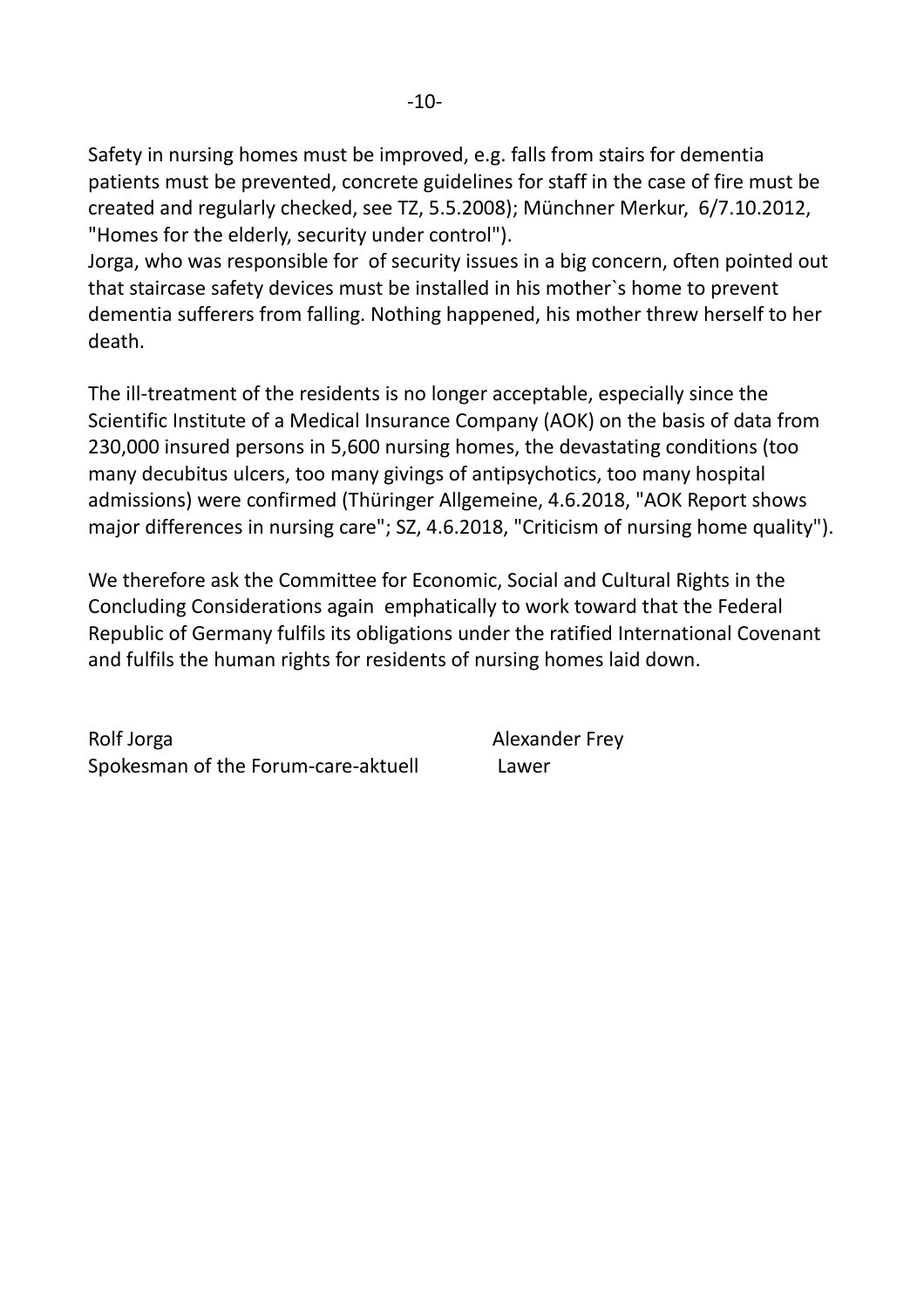Safety in nursing homes must be improved, e.g. falls from stairs for dementia patients must be prevented, concrete guidelines for staff in the case of fire must be created and regularly checked, see TZ, 5.5.2008); Münchner Merkur, 6/7.10.2012, "Homes for the elderly, security under control").
Jorga, who was responsible for of security issues in a big concern, often pointed out that staircase safety devices must be installed in his mother`s home to prevent dementia sufferers from falling. Nothing happened, his mother threw herself to her death.

The ill-treatment of the residents is no longer acceptable, especially since the Scientific Institute of a Medical Insurance Company (AOK) on the basis of data from 230,000 insured persons in 5,600 nursing homes, the devastating conditions (too many decubitus ulcers, too many givings of antipsychotics, too many hospital admissions) were confirmed (Thüringer Allgemeine, 4.6.2018, "AOK Report shows major differences in nursing care"; SZ, 4.6.2018, "Criticism of nursing home quality").

We therefore ask the Committee for Economic, Social and Cultural Rights in the Concluding Considerations again emphatically to work toward that the Federal Republic of Germany fulfils its obligations under the ratified International Covenant and fulfils the human rights for residents of nursing homes laid down.

Rolf Jorga
Spokesman of the Forum-care-aktuell

Alexander Frey
Lawer